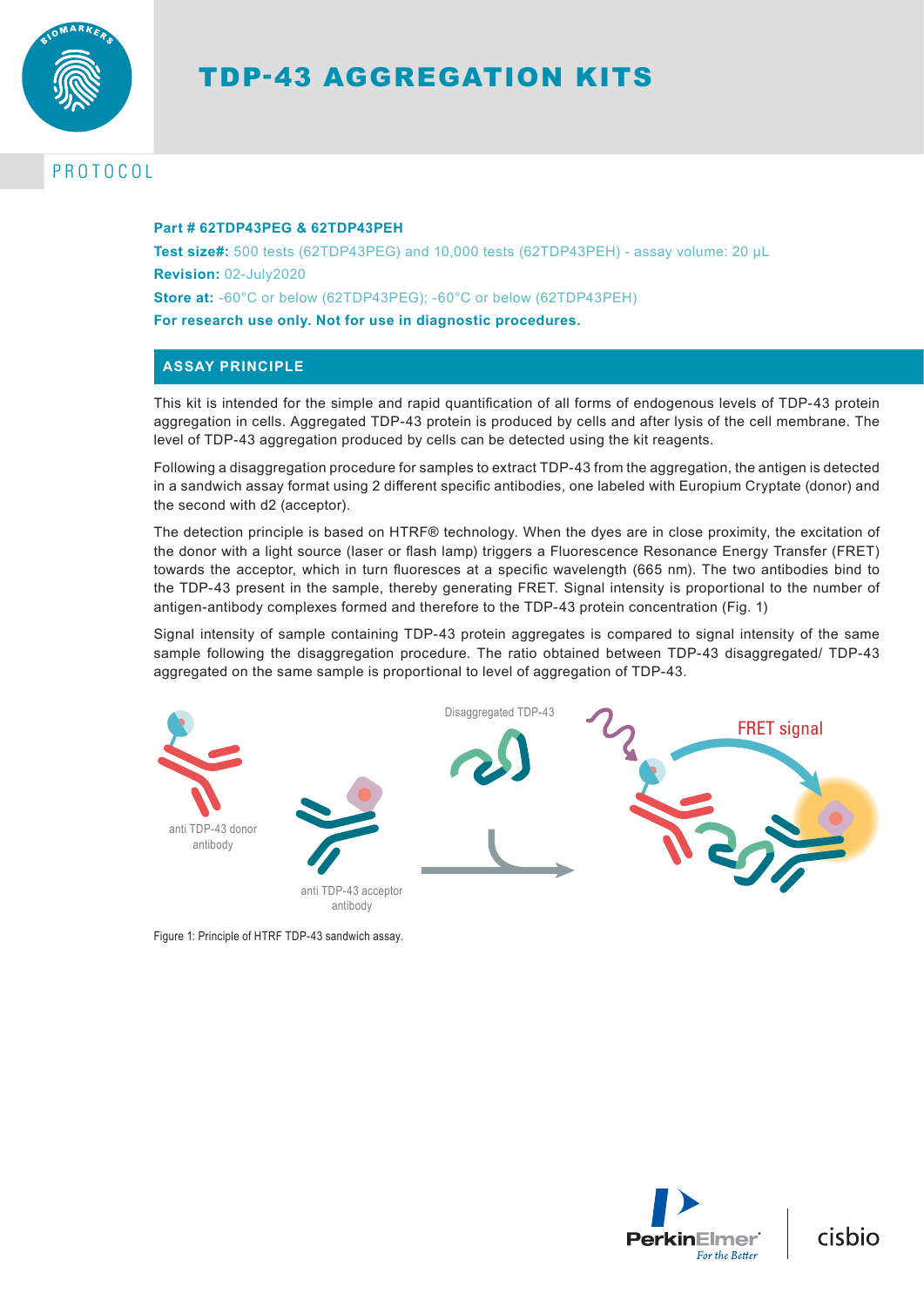# TDP-43 AGGREGATION KITS

PROTOCOL

**Part # 62TDP43PEG & 62TDP43PEH**

**Test size#:** 500 tests (62TDP43PEG) and 10,000 tests (62TDP43PEH) - assay volume: 20 µL

**Revision:** 02-July2020

**Store at:** -60°C or below (62TDP43PEG); -60°C or below (62TDP43PEH)

**For research use only. Not for use in diagnostic procedures.**

## ASSAY PRINCIPLE

This kit is intended for the simple and rapid quantification of all forms of endogenous levels of TDP-43 protein aggregation in cells. Aggregated TDP-43 protein is produced by cells and after lysis of the cell membrane. The level of TDP-43 aggregation produced by cells can be detected using the kit reagents.

Following a disaggregation procedure for samples to extract TDP-43 from the aggregation, the antigen is detected in a sandwich assay format using 2 different specific antibodies, one labeled with Europium Cryptate (donor) and the second with d2 (acceptor).

The detection principle is based on HTRF® technology. When the dyes are in close proximity, the excitation of the donor with a light source (laser or flash lamp) triggers a Fluorescence Resonance Energy Transfer (FRET) towards the acceptor, which in turn fluoresces at a specific wavelength (665 nm). The two antibodies bind to the TDP-43 present in the sample, thereby generating FRET. Signal intensity is proportional to the number of antigen-antibody complexes formed and therefore to the TDP-43 protein concentration (Fig. 1)

Signal intensity of sample containing TDP-43 protein aggregates is compared to signal intensity of the same sample following the disaggregation procedure. The ratio obtained between TDP-43 disaggregated/ TDP-43 aggregated on the same sample is proportional to level of aggregation of TDP-43.

Figure 1: Principle of HTRF TDP-43 sandwich assay.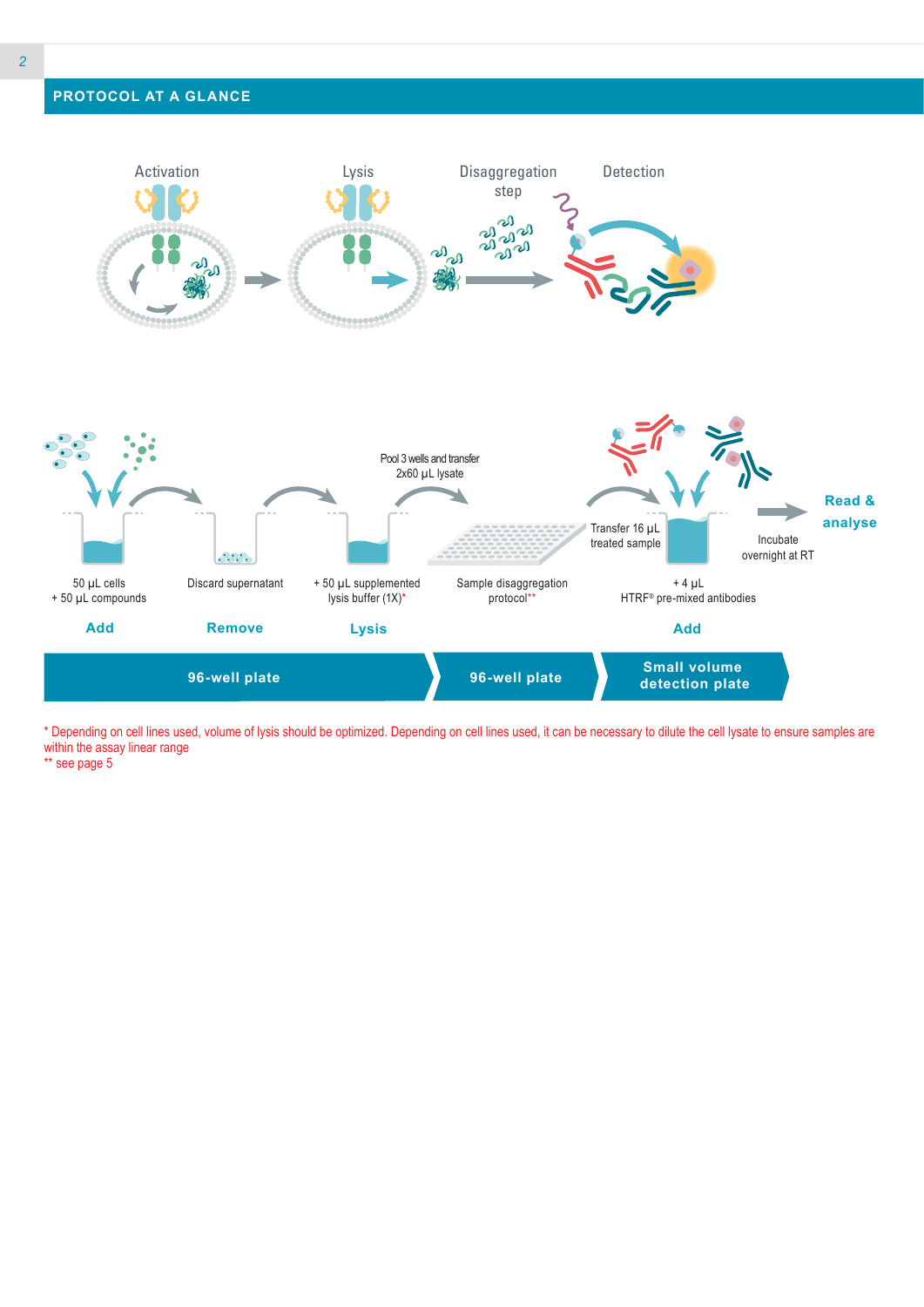## PROTOCOL AT A GLANCE

Activation

Lysis

Disaggregation step

Detection

50 µL cells
+ 50 µL compounds

**Add**

Discard supernatant

**Remove**

+ 50 µL supplemented lysis buffer (1X)*

**Lysis**

Pool 3 wells and transfer 2x60 µL lysate

Sample disaggregation protocol**

Transfer 16 µL treated sample

+ 4 µL
HTRF® pre-mixed antibodies

**Add**

Incubate overnight at RT

**Read & analyse**

**96-well plate** | **96-well plate** | **Small volume detection plate**

* Depending on cell lines used, volume of lysis should be optimized. Depending on cell lines used, it can be necessary to dilute the cell lysate to ensure samples are within the assay linear range

** see page 5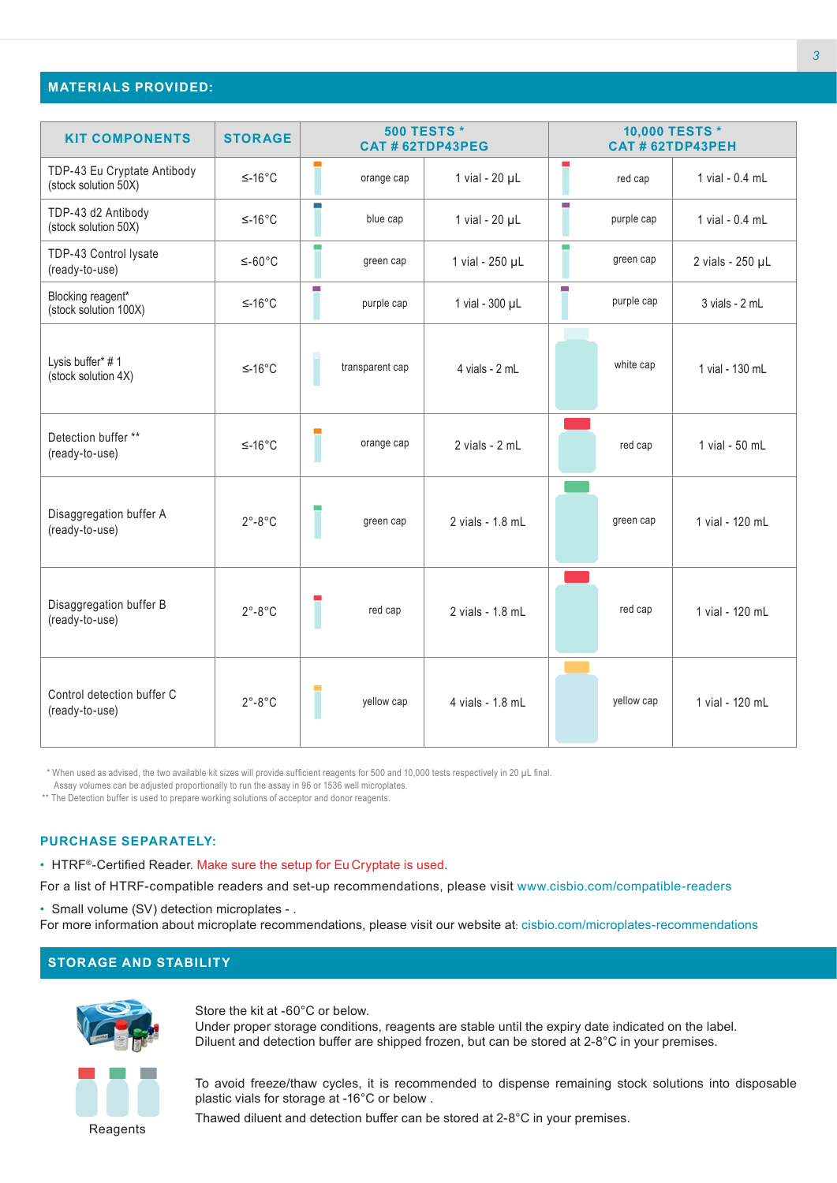## MATERIALS PROVIDED:

| KIT COMPONENTS | STORAGE | 500 TESTS * CAT # 62TDP43PEG | | 10,000 TESTS * CAT # 62TDP43PEH | |
|---|---|---|---|---|---|
| TDP-43 Eu Cryptate Antibody (stock solution 50X) | ≤-16°C | orange cap | 1 vial - 20 µL | red cap | 1 vial - 0.4 mL |
| TDP-43 d2 Antibody (stock solution 50X) | ≤-16°C | blue cap | 1 vial - 20 µL | purple cap | 1 vial - 0.4 mL |
| TDP-43 Control lysate (ready-to-use) | ≤-60°C | green cap | 1 vial - 250 µL | green cap | 2 vials - 250 µL |
| Blocking reagent* (stock solution 100X) | ≤-16°C | purple cap | 1 vial - 300 µL | purple cap | 3 vials - 2 mL |
| Lysis buffer* # 1 (stock solution 4X) | ≤-16°C | transparent cap | 4 vials - 2 mL | white cap | 1 vial - 130 mL |
| Detection buffer ** (ready-to-use) | ≤-16°C | orange cap | 2 vials - 2 mL | red cap | 1 vial - 50 mL |
| Disaggregation buffer A (ready-to-use) | 2°-8°C | green cap | 2 vials - 1.8 mL | green cap | 1 vial - 120 mL |
| Disaggregation buffer B (ready-to-use) | 2°-8°C | red cap | 2 vials - 1.8 mL | red cap | 1 vial - 120 mL |
| Control detection buffer C (ready-to-use) | 2°-8°C | yellow cap | 4 vials - 1.8 mL | yellow cap | 1 vial - 120 mL |

* When used as advised, the two available kit sizes will provide sufficient reagents for 500 and 10,000 tests respectively in 20 µL final. Assay volumes can be adjusted proportionally to run the assay in 96 or 1536 well microplates.
** The Detection buffer is used to prepare working solutions of acceptor and donor reagents.

## PURCHASE SEPARATELY:

- HTRF®-Certified Reader. Make sure the setup for Eu Cryptate is used.

For a list of HTRF-compatible readers and set-up recommendations, please visit www.cisbio.com/compatible-readers

- Small volume (SV) detection microplates - .

For more information about microplate recommendations, please visit our website at: cisbio.com/microplates-recommendations

## STORAGE AND STABILITY

Reagents

Store the kit at -60°C or below.
Under proper storage conditions, reagents are stable until the expiry date indicated on the label.
Diluent and detection buffer are shipped frozen, but can be stored at 2-8°C in your premises.

To avoid freeze/thaw cycles, it is recommended to dispense remaining stock solutions into disposable plastic vials for storage at -16°C or below .

Thawed diluent and detection buffer can be stored at 2-8°C in your premises.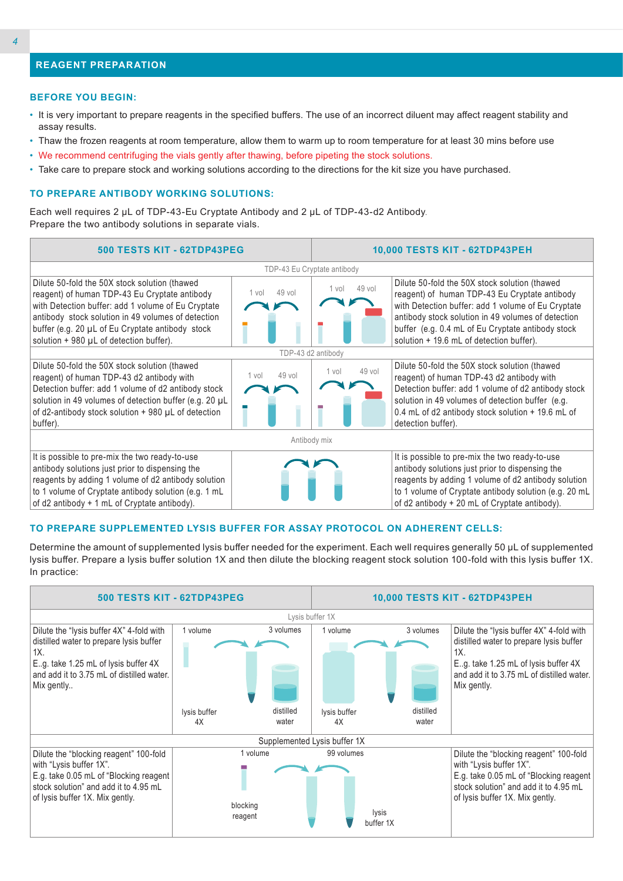## REAGENT PREPARATION

### BEFORE YOU BEGIN:

- It is very important to prepare reagents in the specified buffers. The use of an incorrect diluent may affect reagent stability and assay results.
- Thaw the frozen reagents at room temperature, allow them to warm up to room temperature for at least 30 mins before use
- We recommend centrifuging the vials gently after thawing, before pipeting the stock solutions.
- Take care to prepare stock and working solutions according to the directions for the kit size you have purchased.

### TO PREPARE ANTIBODY WORKING SOLUTIONS:

Each well requires 2 µL of TDP-43-Eu Cryptate Antibody and 2 µL of TDP-43-d2 Antibody.
Prepare the two antibody solutions in separate vials.

| 500 TESTS KIT - 62TDP43PEG | | | 10,000 TESTS KIT - 62TDP43PEH |
|---|---|---|---|
| **TDP-43 Eu Cryptate antibody** | | | |
| Dilute 50-fold the 50X stock solution (thawed reagent) of human TDP-43 Eu Cryptate antibody with Detection buffer: add 1 volume of Eu Cryptate antibody stock solution in 49 volumes of detection buffer (e.g. 20 µL of Eu Cryptate antibody stock solution + 980 µL of detection buffer). | 1 vol 49 vol | 1 vol 49 vol | Dilute 50-fold the 50X stock solution (thawed reagent) of human TDP-43 Eu Cryptate antibody with Detection buffer: add 1 volume of Eu Cryptate antibody stock solution in 49 volumes of detection buffer (e.g. 0.4 mL of Eu Cryptate antibody stock solution + 19.6 mL of detection buffer). |
| **TDP-43 d2 antibody** | | | |
| Dilute 50-fold the 50X stock solution (thawed reagent) of human TDP-43 d2 antibody with Detection buffer: add 1 volume of d2 antibody stock solution in 49 volumes of detection buffer (e.g. 20 µL of d2-antibody stock solution + 980 µL of detection buffer). | 1 vol 49 vol | 1 vol 49 vol | Dilute 50-fold the 50X stock solution (thawed reagent) of human TDP-43 d2 antibody with Detection buffer: add 1 volume of d2 antibody stock solution in 49 volumes of detection buffer (e.g. 0.4 mL of d2 antibody stock solution + 19.6 mL of detection buffer). |
| **Antibody mix** | | | |
| It is possible to pre-mix the two ready-to-use antibody solutions just prior to dispensing the reagents by adding 1 volume of d2 antibody solution to 1 volume of Cryptate antibody solution (e.g. 1 mL of d2 antibody + 1 mL of Cryptate antibody). | | | It is possible to pre-mix the two ready-to-use antibody solutions just prior to dispensing the reagents by adding 1 volume of d2 antibody solution to 1 volume of Cryptate antibody solution (e.g. 20 mL of d2 antibody + 20 mL of Cryptate antibody). |

### TO PREPARE SUPPLEMENTED LYSIS BUFFER FOR ASSAY PROTOCOL ON ADHERENT CELLS:

Determine the amount of supplemented lysis buffer needed for the experiment. Each well requires generally 50 µL of supplemented lysis buffer. Prepare a lysis buffer solution 1X and then dilute the blocking reagent stock solution 100-fold with this lysis buffer 1X. In practice:

| 500 TESTS KIT - 62TDP43PEG | | | 10,000 TESTS KIT - 62TDP43PEH |
|---|---|---|---|
| **Lysis buffer 1X** | | | |
| Dilute the "lysis buffer 4X" 4-fold with distilled water to prepare lysis buffer 1X.<br>E..g. take 1.25 mL of lysis buffer 4X and add it to 3.75 mL of distilled water. Mix gently.. | 1 volume lysis buffer 4X — 3 volumes distilled water | 1 volume lysis buffer 4X — 3 volumes distilled water | Dilute the "lysis buffer 4X" 4-fold with distilled water to prepare lysis buffer 1X.<br>E..g. take 1.25 mL of lysis buffer 4X and add it to 3.75 mL of distilled water. Mix gently. |
| **Supplemented Lysis buffer 1X** | | | |
| Dilute the "blocking reagent" 100-fold with "Lysis buffer 1X".<br>E.g. take 0.05 mL of "Blocking reagent stock solution" and add it to 4.95 mL of lysis buffer 1X. Mix gently. | 1 volume blocking reagent — 99 volumes lysis buffer 1X | | Dilute the "blocking reagent" 100-fold with "Lysis buffer 1X".<br>E.g. take 0.05 mL of "Blocking reagent stock solution" and add it to 4.95 mL of lysis buffer 1X. Mix gently. |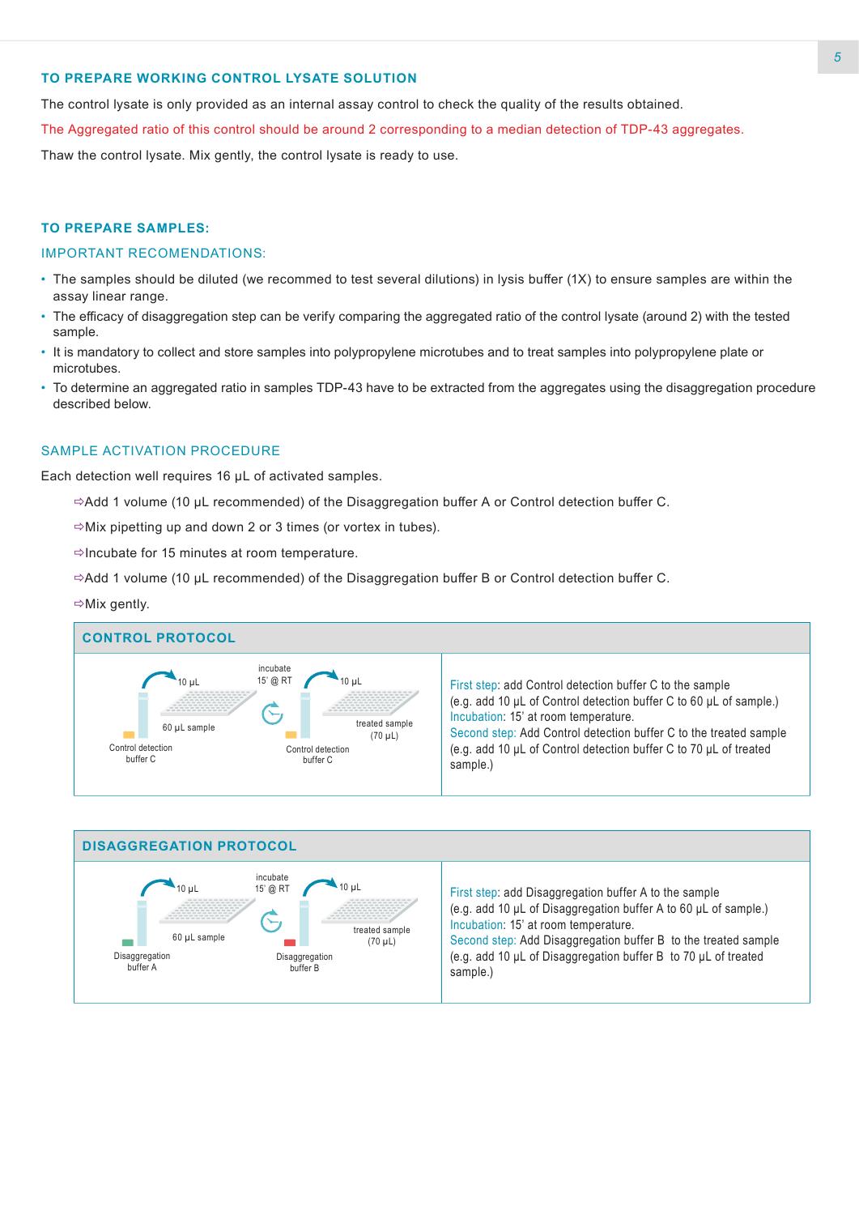## TO PREPARE WORKING CONTROL LYSATE SOLUTION

The control lysate is only provided as an internal assay control to check the quality of the results obtained.

The Aggregated ratio of this control should be around 2 corresponding to a median detection of TDP-43 aggregates.

Thaw the control lysate. Mix gently, the control lysate is ready to use.

## TO PREPARE SAMPLES:

### IMPORTANT RECOMENDATIONS:

- The samples should be diluted (we recommed to test several dilutions) in lysis buffer (1X) to ensure samples are within the assay linear range.
- The efficacy of disaggregation step can be verify comparing the aggregated ratio of the control lysate (around 2) with the tested sample.
- It is mandatory to collect and store samples into polypropylene microtubes and to treat samples into polypropylene plate or microtubes.
- To determine an aggregated ratio in samples TDP-43 have to be extracted from the aggregates using the disaggregation procedure described below.

### SAMPLE ACTIVATION PROCEDURE

Each detection well requires 16 µL of activated samples.

⇨Add 1 volume (10 µL recommended) of the Disaggregation buffer A or Control detection buffer C.

⇨Mix pipetting up and down 2 or 3 times (or vortex in tubes).

⇨Incubate for 15 minutes at room temperature.

⇨Add 1 volume (10 µL recommended) of the Disaggregation buffer B or Control detection buffer C.

⇨Mix gently.

### CONTROL PROTOCOL

10 µL | 60 µL sample | Control detection buffer C | incubate 15' @ RT | 10 µL | treated sample (70 µL) | Control detection buffer C

First step: add Control detection buffer C to the sample
(e.g. add 10 µL of Control detection buffer C to 60 µL of sample.)
Incubation: 15' at room temperature.
Second step: Add Control detection buffer C to the treated sample
(e.g. add 10 µL of Control detection buffer C to 70 µL of treated sample.)

### DISAGGREGATION PROTOCOL

10 µL | 60 µL sample | Disaggregation buffer A | incubate 15' @ RT | 10 µL | treated sample (70 µL) | Disaggregation buffer B

First step: add Disaggregation buffer A to the sample
(e.g. add 10 µL of Disaggregation buffer A to 60 µL of sample.)
Incubation: 15' at room temperature.
Second step: Add Disaggregation buffer B to the treated sample
(e.g. add 10 µL of Disaggregation buffer B to 70 µL of treated sample.)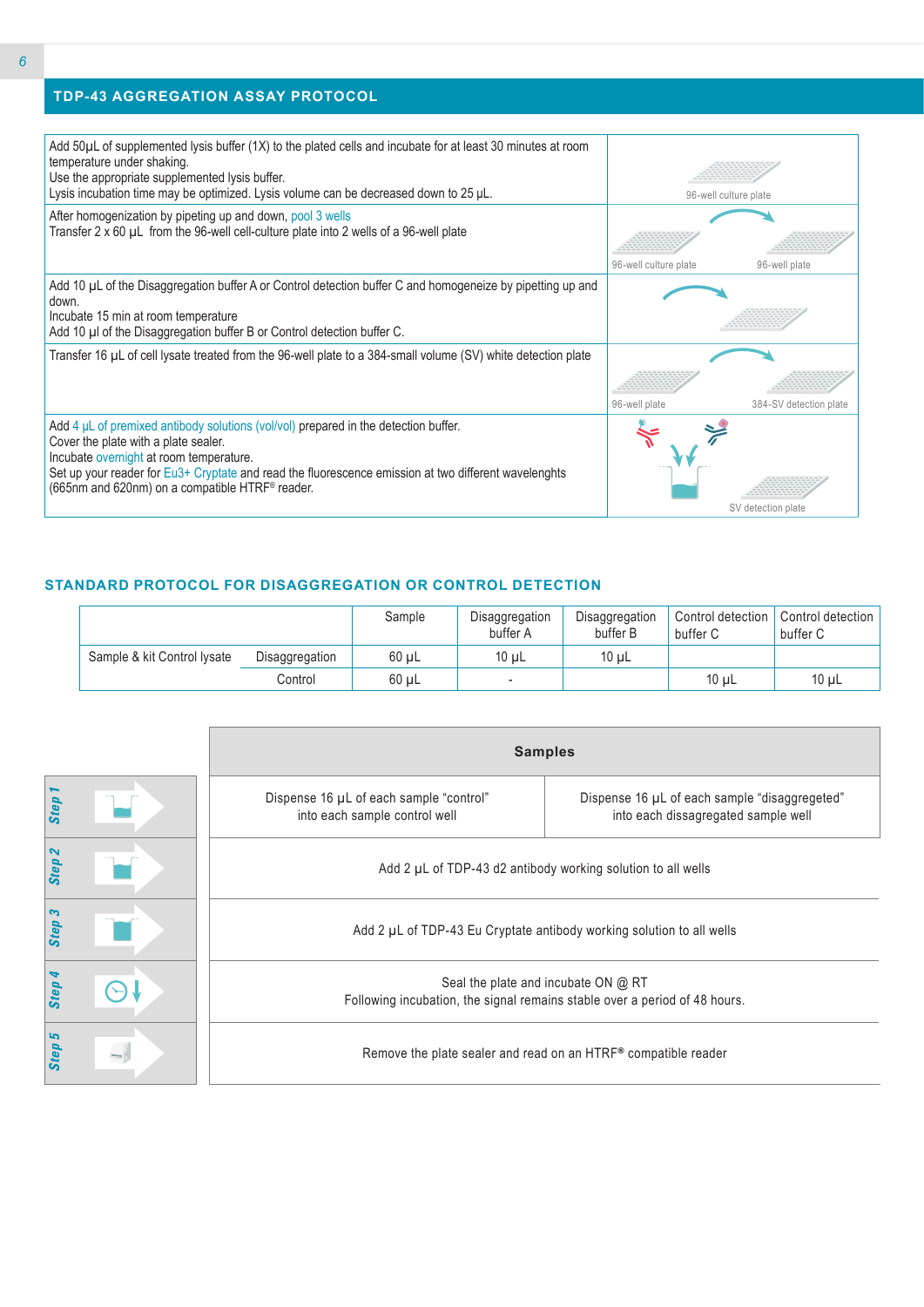## TDP-43 AGGREGATION ASSAY PROTOCOL

| | |
|---|---|
| Add 50µL of supplemented lysis buffer (1X) to the plated cells and incubate for at least 30 minutes at room temperature under shaking.<br>Use the appropriate supplemented lysis buffer.<br>Lysis incubation time may be optimized. Lysis volume can be decreased down to 25 µL. | 96-well culture plate |
| After homogenization by pipeting up and down, pool 3 wells<br>Transfer 2 x 60 µL from the 96-well cell-culture plate into 2 wells of a 96-well plate | 96-well culture plate → 96-well plate |
| Add 10 µL of the Disaggregation buffer A or Control detection buffer C and homogeneize by pipetting up and down.<br>Incubate 15 min at room temperature<br>Add 10 µl of the Disaggregation buffer B or Control detection buffer C. | |
| Transfer 16 µL of cell lysate treated from the 96-well plate to a 384-small volume (SV) white detection plate | 96-well plate → 384-SV detection plate |
| Add 4 µL of premixed antibody solutions (vol/vol) prepared in the detection buffer.<br>Cover the plate with a plate sealer.<br>Incubate overnight at room temperature.<br>Set up your reader for Eu3+ Cryptate and read the fluorescence emission at two different wavelenghts (665nm and 620nm) on a compatible HTRF® reader. | SV detection plate |

## STANDARD PROTOCOL FOR DISAGGREGATION OR CONTROL DETECTION

| | | Sample | Disaggregation buffer A | Disaggregation buffer B | Control detection buffer C | Control detection buffer C |
|---|---|---|---|---|---|---|
| Sample & kit Control lysate | Disaggregation | 60 µL | 10 µL | 10 µL | | |
| | Control | 60 µL | - | | 10 µL | 10 µL |

| | **Samples** | |
|---|---|---|
| Step 1 | Dispense 16 µL of each sample "control" into each sample control well | Dispense 16 µL of each sample "disaggregeted" into each dissagregated sample well |
| Step 2 | Add 2 µL of TDP-43 d2 antibody working solution to all wells | |
| Step 3 | Add 2 µL of TDP-43 Eu Cryptate antibody working solution to all wells | |
| Step 4 | Seal the plate and incubate ON @ RT<br>Following incubation, the signal remains stable over a period of 48 hours. | |
| Step 5 | Remove the plate sealer and read on an HTRF® compatible reader | |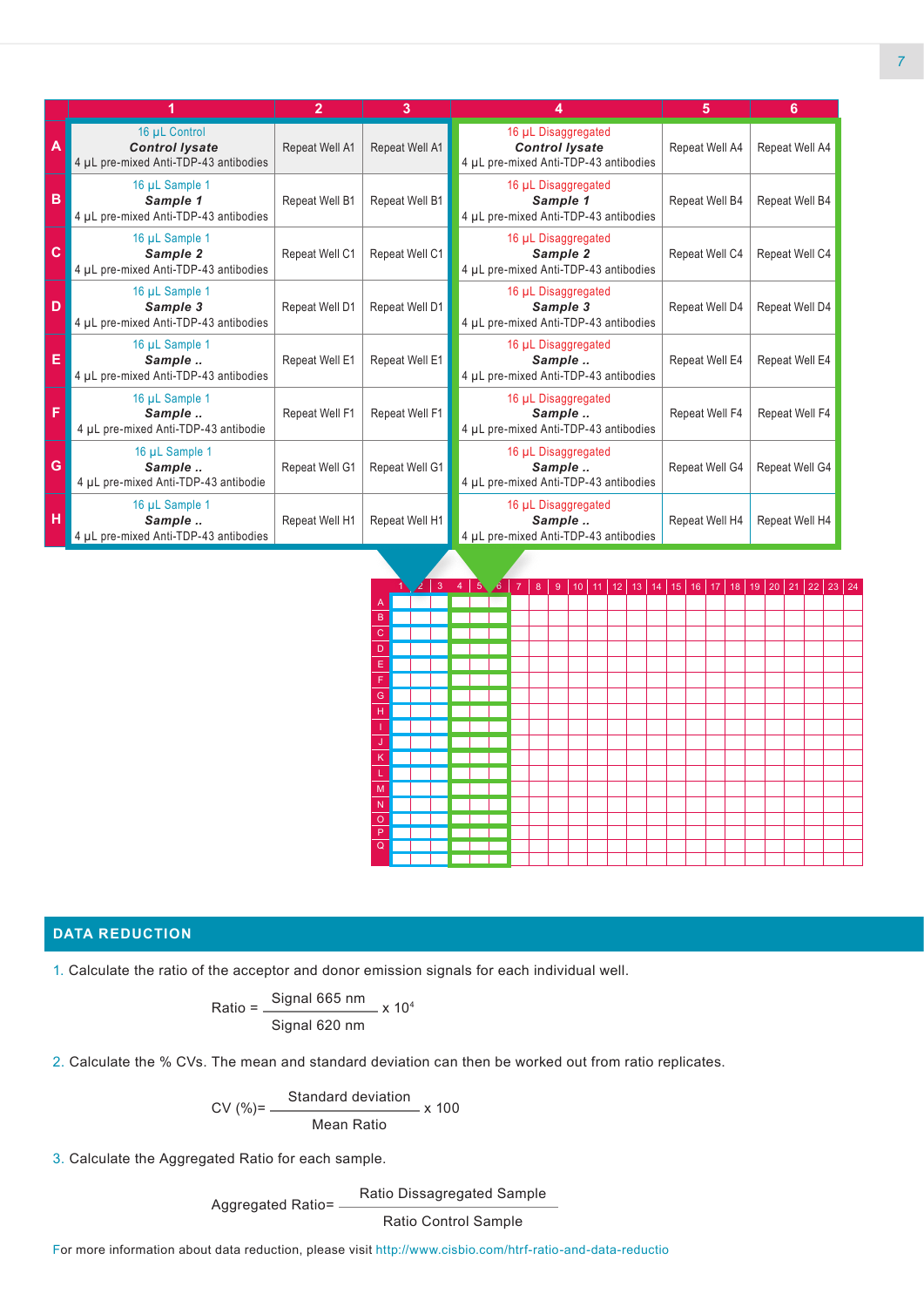| | 1 | 2 | 3 | 4 | 5 | 6 |
|---|---|---|---|---|---|---|
| A | 16 µL Control<br>***Control lysate***<br>4 µL pre-mixed Anti-TDP-43 antibodies | Repeat Well A1 | Repeat Well A1 | 16 µL Disaggregated<br>***Control lysate***<br>4 µL pre-mixed Anti-TDP-43 antibodies | Repeat Well A4 | Repeat Well A4 |
| B | 16 µL Sample 1<br>***Sample 1***<br>4 µL pre-mixed Anti-TDP-43 antibodies | Repeat Well B1 | Repeat Well B1 | 16 µL Disaggregated<br>***Sample 1***<br>4 µL pre-mixed Anti-TDP-43 antibodies | Repeat Well B4 | Repeat Well B4 |
| C | 16 µL Sample 1<br>***Sample 2***<br>4 µL pre-mixed Anti-TDP-43 antibodies | Repeat Well C1 | Repeat Well C1 | 16 µL Disaggregated<br>***Sample 2***<br>4 µL pre-mixed Anti-TDP-43 antibodies | Repeat Well C4 | Repeat Well C4 |
| D | 16 µL Sample 1<br>***Sample 3***<br>4 µL pre-mixed Anti-TDP-43 antibodies | Repeat Well D1 | Repeat Well D1 | 16 µL Disaggregated<br>***Sample 3***<br>4 µL pre-mixed Anti-TDP-43 antibodies | Repeat Well D4 | Repeat Well D4 |
| E | 16 µL Sample 1<br>***Sample ..***<br>4 µL pre-mixed Anti-TDP-43 antibodies | Repeat Well E1 | Repeat Well E1 | 16 µL Disaggregated<br>***Sample ..***<br>4 µL pre-mixed Anti-TDP-43 antibodies | Repeat Well E4 | Repeat Well E4 |
| F | 16 µL Sample 1<br>***Sample ..***<br>4 µL pre-mixed Anti-TDP-43 antibodie | Repeat Well F1 | Repeat Well F1 | 16 µL Disaggregated<br>***Sample ..***<br>4 µL pre-mixed Anti-TDP-43 antibodies | Repeat Well F4 | Repeat Well F4 |
| G | 16 µL Sample 1<br>***Sample ..***<br>4 µL pre-mixed Anti-TDP-43 antibodie | Repeat Well G1 | Repeat Well G1 | 16 µL Disaggregated<br>***Sample ..***<br>4 µL pre-mixed Anti-TDP-43 antibodies | Repeat Well G4 | Repeat Well G4 |
| H | 16 µL Sample 1<br>***Sample ..***<br>4 µL pre-mixed Anti-TDP-43 antibodies | Repeat Well H1 | Repeat Well H1 | 16 µL Disaggregated<br>***Sample ..***<br>4 µL pre-mixed Anti-TDP-43 antibodies | Repeat Well H4 | Repeat Well H4 |

## DATA REDUCTION

1. Calculate the ratio of the acceptor and donor emission signals for each individual well.

$$\text{Ratio} = \frac{\text{Signal 665 nm}}{\text{Signal 620 nm}} \times 10^4$$

2. Calculate the % CVs. The mean and standard deviation can then be worked out from ratio replicates.

$$\text{CV (\%)} = \frac{\text{Standard deviation}}{\text{Mean Ratio}} \times 100$$

3. Calculate the Aggregated Ratio for each sample.

$$\text{Aggregated Ratio} = \frac{\text{Ratio Dissagregated Sample}}{\text{Ratio Control Sample}}$$

For more information about data reduction, please visit http://www.cisbio.com/htrf-ratio-and-data-reductio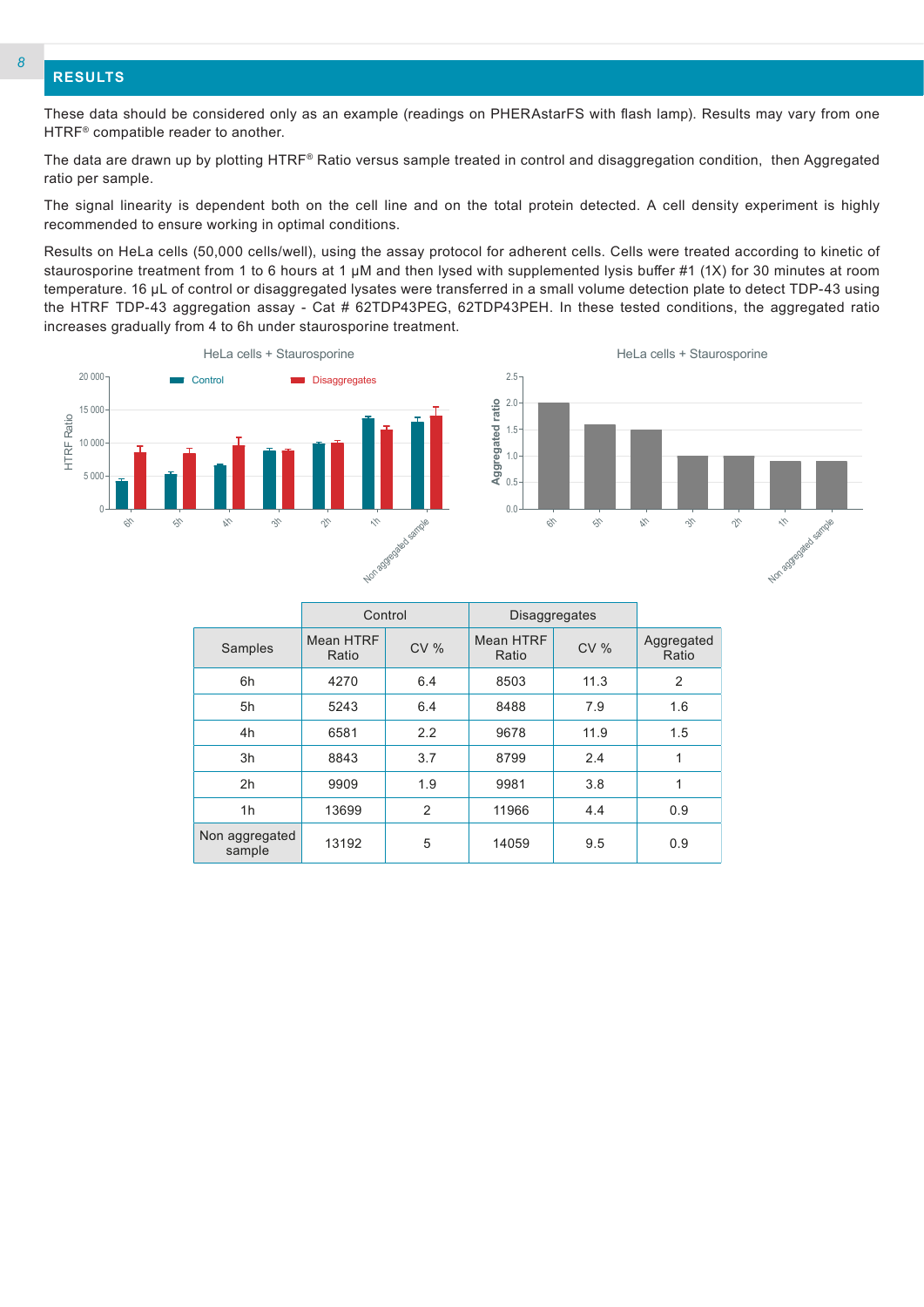## RESULTS

These data should be considered only as an example (readings on PHERAstarFS with flash lamp). Results may vary from one HTRF® compatible reader to another.

The data are drawn up by plotting HTRF® Ratio versus sample treated in control and disaggregation condition, then Aggregated ratio per sample.

The signal linearity is dependent both on the cell line and on the total protein detected. A cell density experiment is highly recommended to ensure working in optimal conditions.

Results on HeLa cells (50,000 cells/well), using the assay protocol for adherent cells. Cells were treated according to kinetic of staurosporine treatment from 1 to 6 hours at 1 µM and then lysed with supplemented lysis buffer #1 (1X) for 30 minutes at room temperature. 16 µL of control or disaggregated lysates were transferred in a small volume detection plate to detect TDP-43 using the HTRF TDP-43 aggregation assay - Cat # 62TDP43PEG, 62TDP43PEH. In these tested conditions, the aggregated ratio increases gradually from 4 to 6h under staurosporine treatment.

| | Control | | Disaggregates | | |
|---|---|---|---|---|---|
| Samples | Mean HTRF Ratio | CV % | Mean HTRF Ratio | CV % | Aggregated Ratio |
| 6h | 4270 | 6.4 | 8503 | 11.3 | 2 |
| 5h | 5243 | 6.4 | 8488 | 7.9 | 1.6 |
| 4h | 6581 | 2.2 | 9678 | 11.9 | 1.5 |
| 3h | 8843 | 3.7 | 8799 | 2.4 | 1 |
| 2h | 9909 | 1.9 | 9981 | 3.8 | 1 |
| 1h | 13699 | 2 | 11966 | 4.4 | 0.9 |
| Non aggregated sample | 13192 | 5 | 14059 | 9.5 | 0.9 |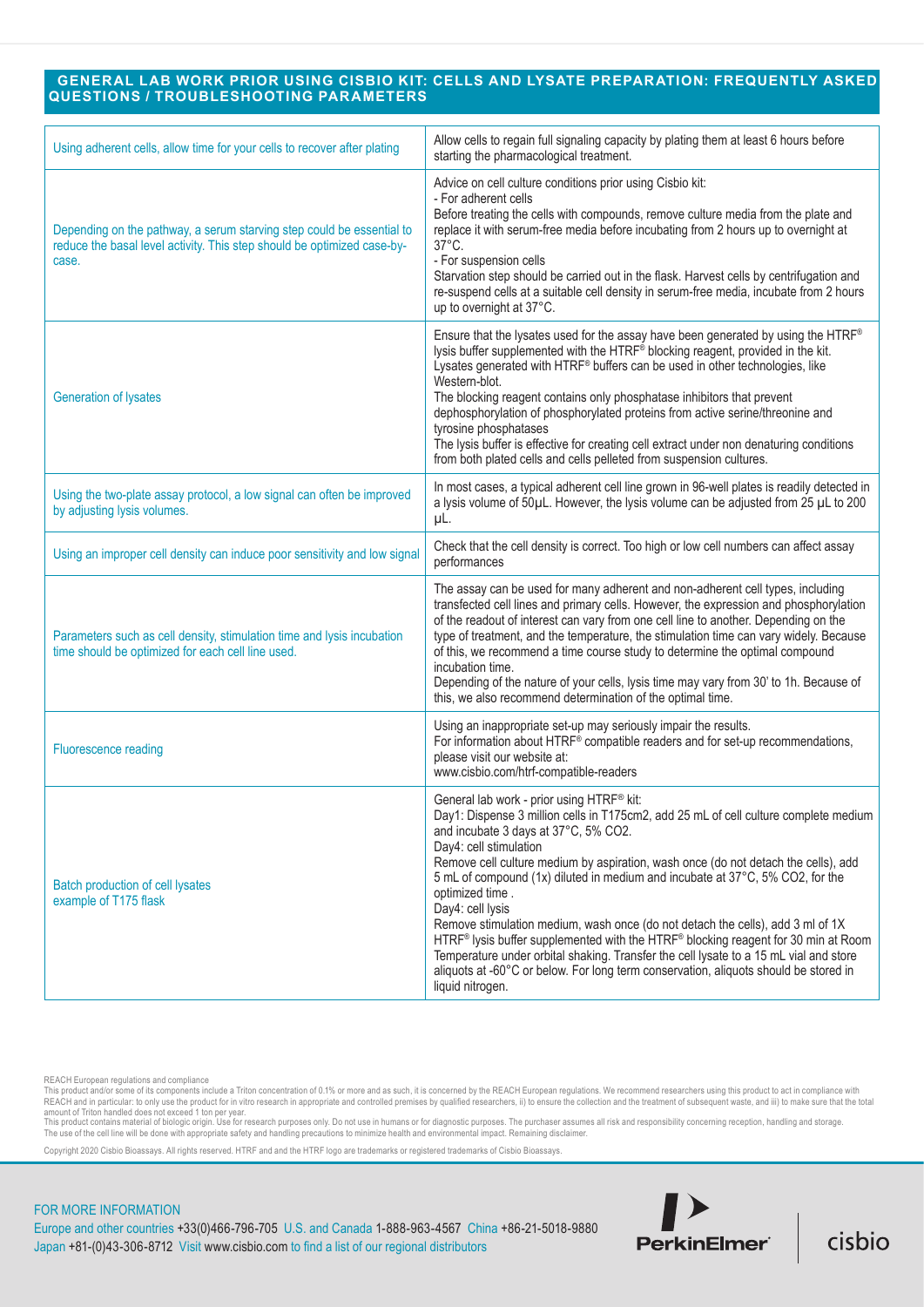## GENERAL LAB WORK PRIOR USING CISBIO KIT: CELLS AND LYSATE PREPARATION: FREQUENTLY ASKED QUESTIONS / TROUBLESHOOTING PARAMETERS

| | |
|---|---|
| Using adherent cells, allow time for your cells to recover after plating | Allow cells to regain full signaling capacity by plating them at least 6 hours before starting the pharmacological treatment. |
| Depending on the pathway, a serum starving step could be essential to reduce the basal level activity. This step should be optimized case-by-case. | Advice on cell culture conditions prior using Cisbio kit:<br>- For adherent cells<br>Before treating the cells with compounds, remove culture media from the plate and replace it with serum-free media before incubating from 2 hours up to overnight at 37°C.<br>- For suspension cells<br>Starvation step should be carried out in the flask. Harvest cells by centrifugation and re-suspend cells at a suitable cell density in serum-free media, incubate from 2 hours up to overnight at 37°C. |
| Generation of lysates | Ensure that the lysates used for the assay have been generated by using the HTRF® lysis buffer supplemented with the HTRF® blocking reagent, provided in the kit.<br>Lysates generated with HTRF® buffers can be used in other technologies, like Western-blot.<br>The blocking reagent contains only phosphatase inhibitors that prevent dephosphorylation of phosphorylated proteins from active serine/threonine and tyrosine phosphatases<br>The lysis buffer is effective for creating cell extract under non denaturing conditions from both plated cells and cells pelleted from suspension cultures. |
| Using the two-plate assay protocol, a low signal can often be improved by adjusting lysis volumes. | In most cases, a typical adherent cell line grown in 96-well plates is readily detected in a lysis volume of 50µL. However, the lysis volume can be adjusted from 25 µL to 200 µL. |
| Using an improper cell density can induce poor sensitivity and low signal | Check that the cell density is correct. Too high or low cell numbers can affect assay performances |
| Parameters such as cell density, stimulation time and lysis incubation time should be optimized for each cell line used. | The assay can be used for many adherent and non-adherent cell types, including transfected cell lines and primary cells. However, the expression and phosphorylation of the readout of interest can vary from one cell line to another. Depending on the type of treatment, and the temperature, the stimulation time can vary widely. Because of this, we recommend a time course study to determine the optimal compound incubation time.<br>Depending of the nature of your cells, lysis time may vary from 30' to 1h. Because of this, we also recommend determination of the optimal time. |
| Fluorescence reading | Using an inappropriate set-up may seriously impair the results.<br>For information about HTRF® compatible readers and for set-up recommendations, please visit our website at:<br>www.cisbio.com/htrf-compatible-readers |
| Batch production of cell lysates<br>example of T175 flask | General lab work - prior using HTRF® kit:<br>Day1: Dispense 3 million cells in T175cm2, add 25 mL of cell culture complete medium and incubate 3 days at 37°C, 5% CO2.<br>Day4: cell stimulation<br>Remove cell culture medium by aspiration, wash once (do not detach the cells), add 5 mL of compound (1x) diluted in medium and incubate at 37°C, 5% CO2, for the optimized time .<br>Day4: cell lysis<br>Remove stimulation medium, wash once (do not detach the cells), add 3 ml of 1X HTRF® lysis buffer supplemented with the HTRF® blocking reagent for 30 min at Room Temperature under orbital shaking. Transfer the cell lysate to a 15 mL vial and store aliquots at -60°C or below. For long term conservation, aliquots should be stored in liquid nitrogen. |

REACH European regulations and compliance
This product and/or some of its components include a Triton concentration of 0.1% or more and as such, it is concerned by the REACH European regulations. We recommend researchers using this product to act in compliance with REACH and in particular: to only use the product for in vitro research in appropriate and controlled premises by qualified researchers, ii) to ensure the collection and the treatment of subsequent waste, and iii) to make sure that the total amount of Triton handled does not exceed 1 ton per year.
This product contains material of biologic origin. Use for research purposes only. Do not use in humans or for diagnostic purposes. The purchaser assumes all risk and responsibility concerning reception, handling and storage.
The use of the cell line will be done with appropriate safety and handling precautions to minimize health and environmental impact. Remaining disclaimer.

Copyright 2020 Cisbio Bioassays. All rights reserved. HTRF and and the HTRF logo are trademarks or registered trademarks of Cisbio Bioassays.

FOR MORE INFORMATION
Europe and other countries +33(0)466-796-705 U.S. and Canada 1-888-963-4567 China +86-21-5018-9880
Japan +81-(0)43-306-8712 Visit www.cisbio.com to find a list of our regional distributors

PerkinElmer

cisbio